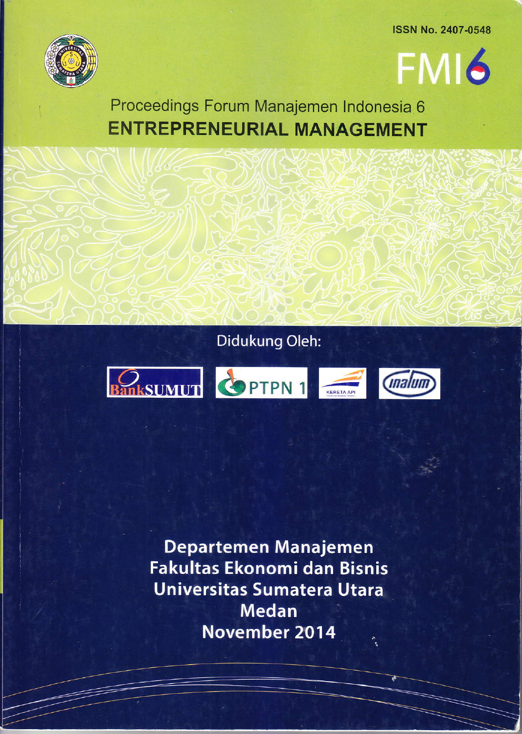ISSN No. 2407-0548

FMI6

# Proceedings Forum Manajemen Indonesia 6

## ENTREPRENEURIAL MANAGEMENT

Didukung Oleh:

BankSUMUT PTPN 1 KERETA API inalum

**Departemen Manajemen**
**Fakultas Ekonomi dan Bisnis**
**Universitas Sumatera Utara**
**Medan**
**November 2014**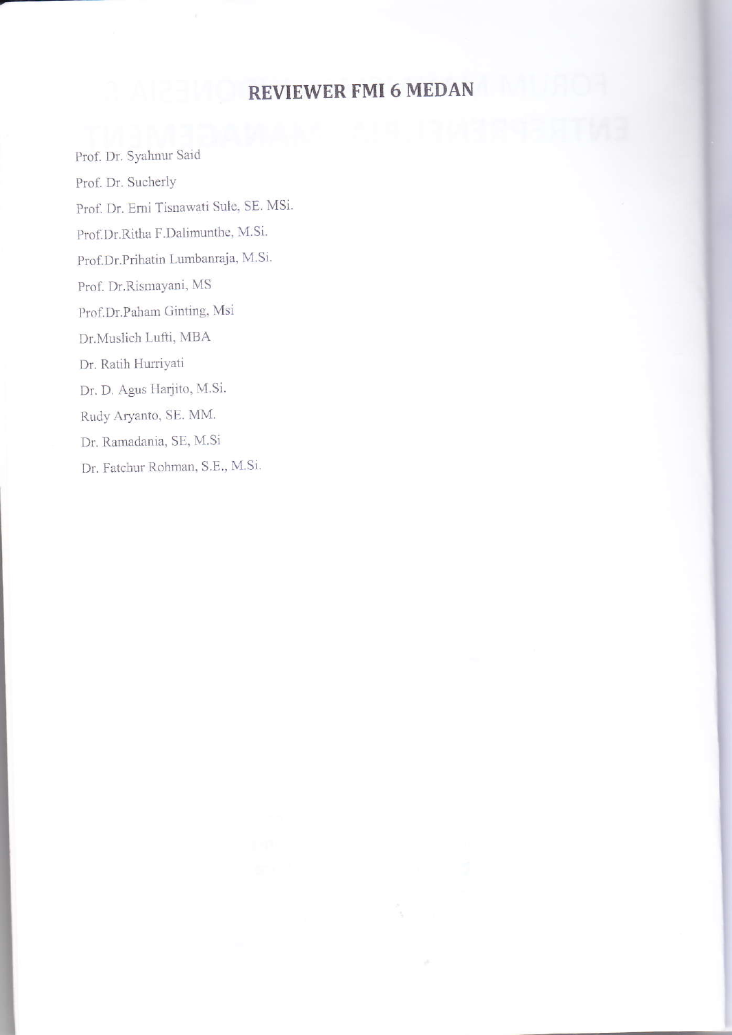# REVIEWER FMI 6 MEDAN

Prof. Dr. Syahnur Said

Prof. Dr. Sucherly

Prof. Dr. Erni Tisnawati Sule, SE. MSi.

Prof.Dr.Ritha F.Dalimunthe, M.Si.

Prof.Dr.Prihatin Lumbanraja, M.Si.

Prof. Dr.Rismayani, MS

Prof.Dr.Paham Ginting, Msi

Dr.Muslich Lufti, MBA

Dr. Ratih Hurriyati

Dr. D. Agus Harjito, M.Si.

Rudy Aryanto, SE. MM.

Dr. Ramadania, SE, M.Si

Dr. Fatchur Rohman, S.E., M.Si.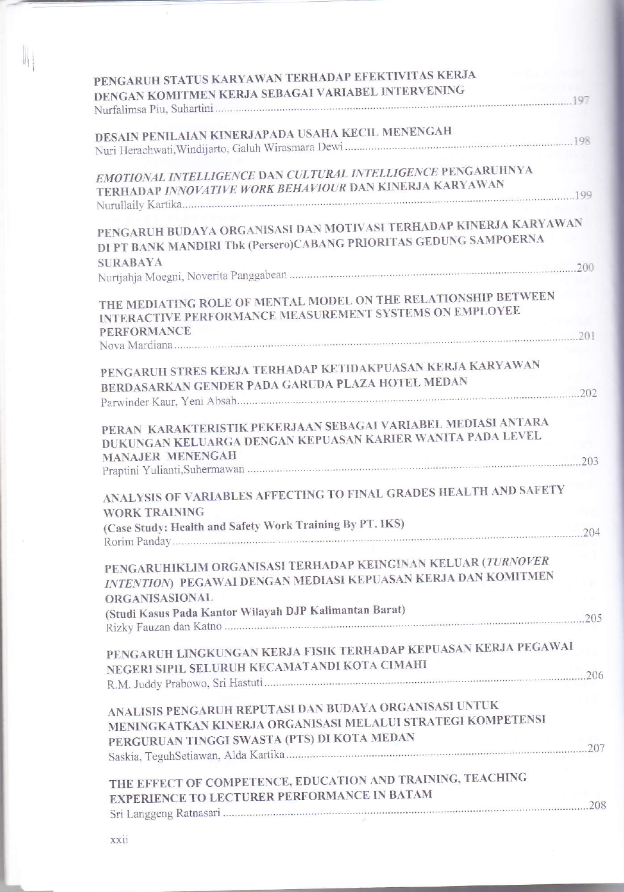**PENGARUH STATUS KARYAWAN TERHADAP EFEKTIVITAS KERJA DENGAN KOMITMEN KERJA SEBAGAI VARIABEL INTERVENING**
Nurfalimsa Piu, Suhartini ........ 197

**DESAIN PENILAIAN KINERJAPADA USAHA KECIL MENENGAH**
Nuri Herachwati, Windijarto, Galuh Wirasmara Dewi ........ 198

***EMOTIONAL INTELLIGENCE* DAN *CULTURAL INTELLIGENCE* PENGARUHNYA TERHADAP *INNOVATIVE WORK BEHAVIOUR* DAN KINERJA KARYAWAN**
Nurullaily Kartika ........ 199

**PENGARUH BUDAYA ORGANISASI DAN MOTIVASI TERHADAP KINERJA KARYAWAN DI PT BANK MANDIRI Tbk (Persero)CABANG PRIORITAS GEDUNG SAMPOERNA SURABAYA**
Nurtjahja Moegni, Noverita Panggabean ........ 200

**THE MEDIATING ROLE OF MENTAL MODEL ON THE RELATIONSHIP BETWEEN INTERACTIVE PERFORMANCE MEASUREMENT SYSTEMS ON EMPLOYEE PERFORMANCE**
Nova Mardiana ........ 201

**PENGARUH STRES KERJA TERHADAP KETIDAKPUASAN KERJA KARYAWAN BERDASARKAN GENDER PADA GARUDA PLAZA HOTEL MEDAN**
Parwinder Kaur, Yeni Absah ........ 202

**PERAN KARAKTERISTIK PEKERJAAN SEBAGAI VARIABEL MEDIASI ANTARA DUKUNGAN KELUARGA DENGAN KEPUASAN KARIER WANITA PADA LEVEL MANAJER MENENGAH**
Praptini Yulianti, Suhermawan ........ 203

**ANALYSIS OF VARIABLES AFFECTING TO FINAL GRADES HEALTH AND SAFETY WORK TRAINING**
**(Case Study: Health and Safety Work Training By PT. IKS)**
Rorim Panday ........ 204

**PENGARUHIKLIM ORGANISASI TERHADAP KEINGINAN KELUAR (*TURNOVER INTENTION*) PEGAWAI DENGAN MEDIASI KEPUASAN KERJA DAN KOMITMEN ORGANISASIONAL**
**(Studi Kasus Pada Kantor Wilayah DJP Kalimantan Barat)**
Rizky Fauzan dan Katno ........ 205

**PENGARUH LINGKUNGAN KERJA FISIK TERHADAP KEPUASAN KERJA PEGAWAI NEGERI SIPIL SELURUH KECAMATANDI KOTA CIMAHI**
R.M. Juddy Prabowo, Sri Hastuti ........ 206

**ANALISIS PENGARUH REPUTASI DAN BUDAYA ORGANISASI UNTUK MENINGKATKAN KINERJA ORGANISASI MELALUI STRATEGI KOMPETENSI PERGURUAN TINGGI SWASTA (PTS) DI KOTA MEDAN**
Saskia, TeguhSetiawan, Alda Kartika ........ 207

**THE EFFECT OF COMPETENCE, EDUCATION AND TRAINING, TEACHING EXPERIENCE TO LECTURER PERFORMANCE IN BATAM**
Sri Langgeng Ratnasari ........ 208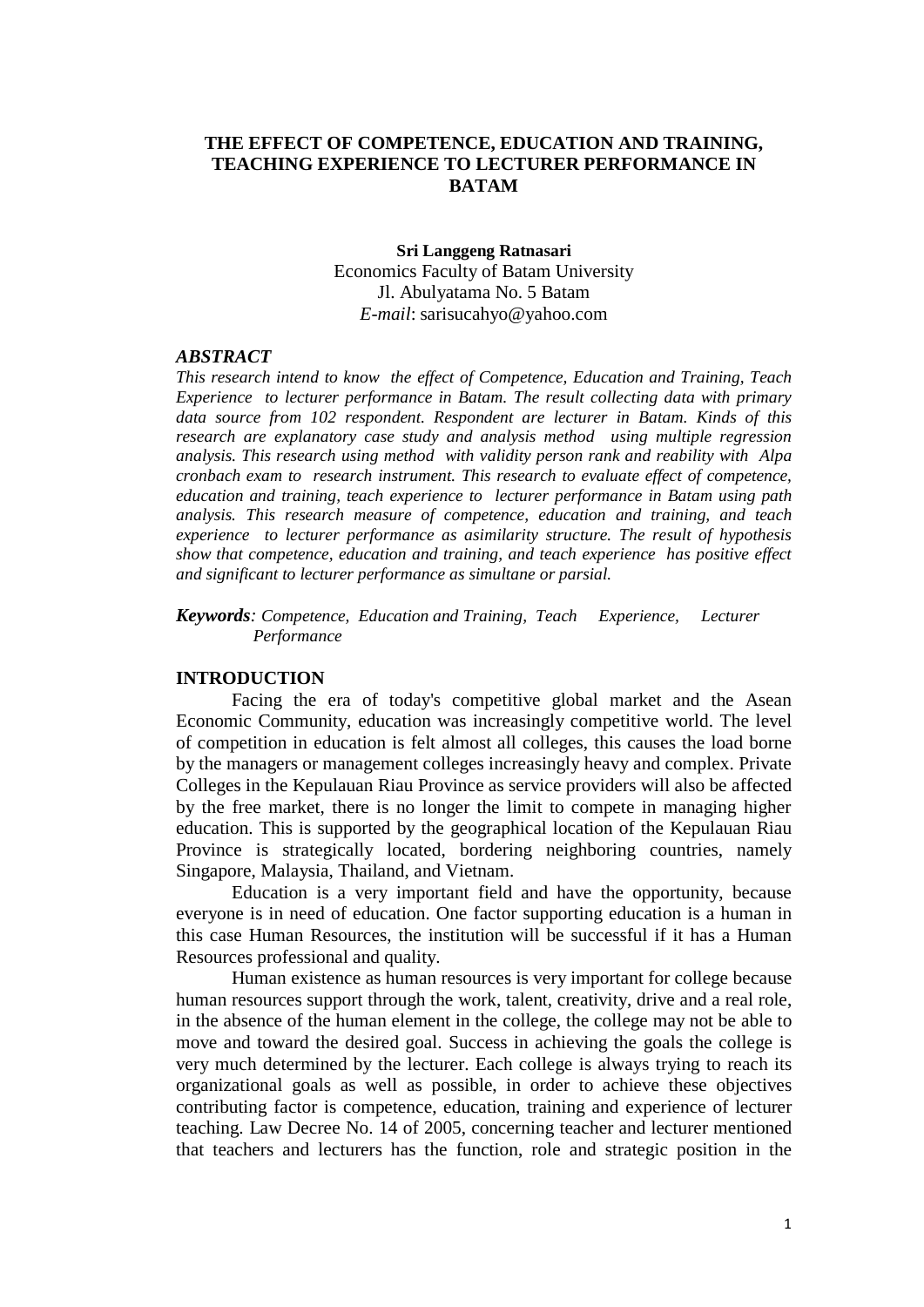# THE EFFECT OF COMPETENCE, EDUCATION AND TRAINING, TEACHING EXPERIENCE TO LECTURER PERFORMANCE IN BATAM

**Sri Langgeng Ratnasari**
Economics Faculty of Batam University
Jl. Abulyatama No. 5 Batam
*E-mail*: sarisucahyo@yahoo.com

### *ABSTRACT*

*This research intend to know the effect of Competence, Education and Training, Teach Experience to lecturer performance in Batam. The result collecting data with primary data source from 102 respondent. Respondent are lecturer in Batam. Kinds of this research are explanatory case study and analysis method using multiple regression analysis. This research using method with validity person rank and reability with Alpa cronbach exam to research instrument. This research to evaluate effect of competence, education and training, teach experience to lecturer performance in Batam using path analysis. This research measure of competence, education and training, and teach experience to lecturer performance as asimilarity structure. The result of hypothesis show that competence, education and training, and teach experience has positive effect and significant to lecturer performance as simultane or parsial.*

***Keywords****: Competence, Education and Training, Teach Experience, Lecturer Performance*

## INTRODUCTION

Facing the era of today's competitive global market and the Asean Economic Community, education was increasingly competitive world. The level of competition in education is felt almost all colleges, this causes the load borne by the managers or management colleges increasingly heavy and complex. Private Colleges in the Kepulauan Riau Province as service providers will also be affected by the free market, there is no longer the limit to compete in managing higher education. This is supported by the geographical location of the Kepulauan Riau Province is strategically located, bordering neighboring countries, namely Singapore, Malaysia, Thailand, and Vietnam.

Education is a very important field and have the opportunity, because everyone is in need of education. One factor supporting education is a human in this case Human Resources, the institution will be successful if it has a Human Resources professional and quality.

Human existence as human resources is very important for college because human resources support through the work, talent, creativity, drive and a real role, in the absence of the human element in the college, the college may not be able to move and toward the desired goal. Success in achieving the goals the college is very much determined by the lecturer. Each college is always trying to reach its organizational goals as well as possible, in order to achieve these objectives contributing factor is competence, education, training and experience of lecturer teaching. Law Decree No. 14 of 2005, concerning teacher and lecturer mentioned that teachers and lecturers has the function, role and strategic position in the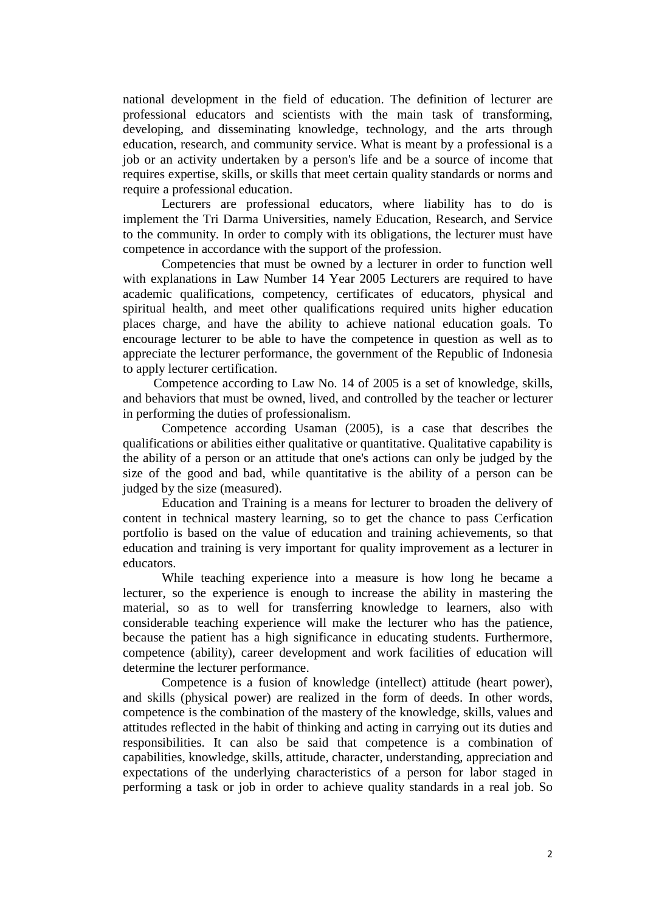national development in the field of education. The definition of lecturer are professional educators and scientists with the main task of transforming, developing, and disseminating knowledge, technology, and the arts through education, research, and community service. What is meant by a professional is a job or an activity undertaken by a person's life and be a source of income that requires expertise, skills, or skills that meet certain quality standards or norms and require a professional education.

Lecturers are professional educators, where liability has to do is implement the Tri Darma Universities, namely Education, Research, and Service to the community. In order to comply with its obligations, the lecturer must have competence in accordance with the support of the profession.

Competencies that must be owned by a lecturer in order to function well with explanations in Law Number 14 Year 2005 Lecturers are required to have academic qualifications, competency, certificates of educators, physical and spiritual health, and meet other qualifications required units higher education places charge, and have the ability to achieve national education goals. To encourage lecturer to be able to have the competence in question as well as to appreciate the lecturer performance, the government of the Republic of Indonesia to apply lecturer certification.

Competence according to Law No. 14 of 2005 is a set of knowledge, skills, and behaviors that must be owned, lived, and controlled by the teacher or lecturer in performing the duties of professionalism.

Competence according Usaman (2005), is a case that describes the qualifications or abilities either qualitative or quantitative. Qualitative capability is the ability of a person or an attitude that one's actions can only be judged by the size of the good and bad, while quantitative is the ability of a person can be judged by the size (measured).

Education and Training is a means for lecturer to broaden the delivery of content in technical mastery learning, so to get the chance to pass Cerfication portfolio is based on the value of education and training achievements, so that education and training is very important for quality improvement as a lecturer in educators.

While teaching experience into a measure is how long he became a lecturer, so the experience is enough to increase the ability in mastering the material, so as to well for transferring knowledge to learners, also with considerable teaching experience will make the lecturer who has the patience, because the patient has a high significance in educating students. Furthermore, competence (ability), career development and work facilities of education will determine the lecturer performance.

Competence is a fusion of knowledge (intellect) attitude (heart power), and skills (physical power) are realized in the form of deeds. In other words, competence is the combination of the mastery of the knowledge, skills, values and attitudes reflected in the habit of thinking and acting in carrying out its duties and responsibilities. It can also be said that competence is a combination of capabilities, knowledge, skills, attitude, character, understanding, appreciation and expectations of the underlying characteristics of a person for labor staged in performing a task or job in order to achieve quality standards in a real job. So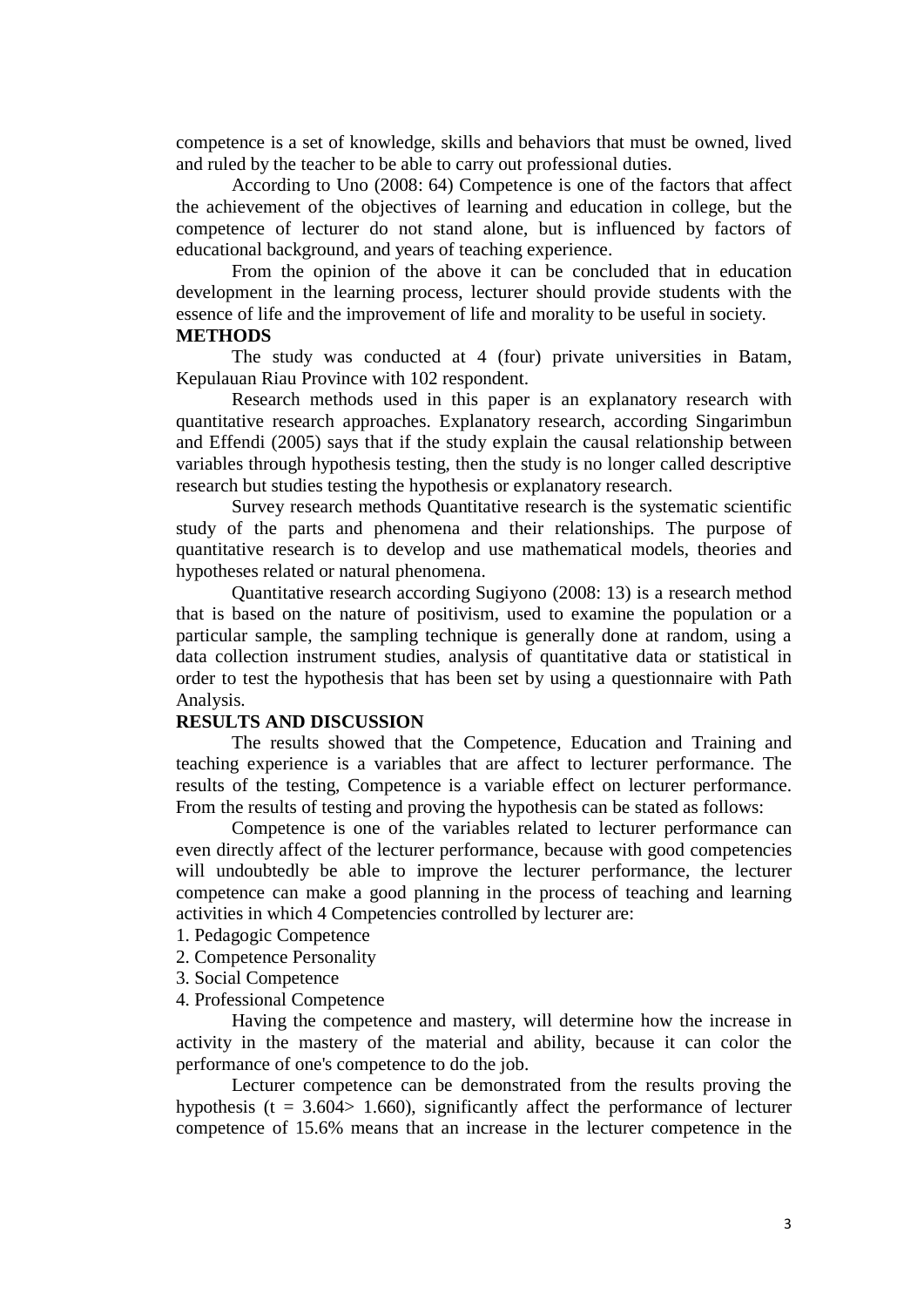competence is a set of knowledge, skills and behaviors that must be owned, lived and ruled by the teacher to be able to carry out professional duties.

According to Uno (2008: 64) Competence is one of the factors that affect the achievement of the objectives of learning and education in college, but the competence of lecturer do not stand alone, but is influenced by factors of educational background, and years of teaching experience.

From the opinion of the above it can be concluded that in education development in the learning process, lecturer should provide students with the essence of life and the improvement of life and morality to be useful in society.

**METHODS**

The study was conducted at 4 (four) private universities in Batam, Kepulauan Riau Province with 102 respondent.

Research methods used in this paper is an explanatory research with quantitative research approaches. Explanatory research, according Singarimbun and Effendi (2005) says that if the study explain the causal relationship between variables through hypothesis testing, then the study is no longer called descriptive research but studies testing the hypothesis or explanatory research.

Survey research methods Quantitative research is the systematic scientific study of the parts and phenomena and their relationships. The purpose of quantitative research is to develop and use mathematical models, theories and hypotheses related or natural phenomena.

Quantitative research according Sugiyono (2008: 13) is a research method that is based on the nature of positivism, used to examine the population or a particular sample, the sampling technique is generally done at random, using a data collection instrument studies, analysis of quantitative data or statistical in order to test the hypothesis that has been set by using a questionnaire with Path Analysis.

**RESULTS AND DISCUSSION**

The results showed that the Competence, Education and Training and teaching experience is a variables that are affect to lecturer performance. The results of the testing, Competence is a variable effect on lecturer performance. From the results of testing and proving the hypothesis can be stated as follows:

Competence is one of the variables related to lecturer performance can even directly affect of the lecturer performance, because with good competencies will undoubtedly be able to improve the lecturer performance, the lecturer competence can make a good planning in the process of teaching and learning activities in which 4 Competencies controlled by lecturer are:

1. Pedagogic Competence
2. Competence Personality
3. Social Competence
4. Professional Competence

Having the competence and mastery, will determine how the increase in activity in the mastery of the material and ability, because it can color the performance of one's competence to do the job.

Lecturer competence can be demonstrated from the results proving the hypothesis ($t = 3.604 > 1.660$), significantly affect the performance of lecturer competence of 15.6% means that an increase in the lecturer competence in the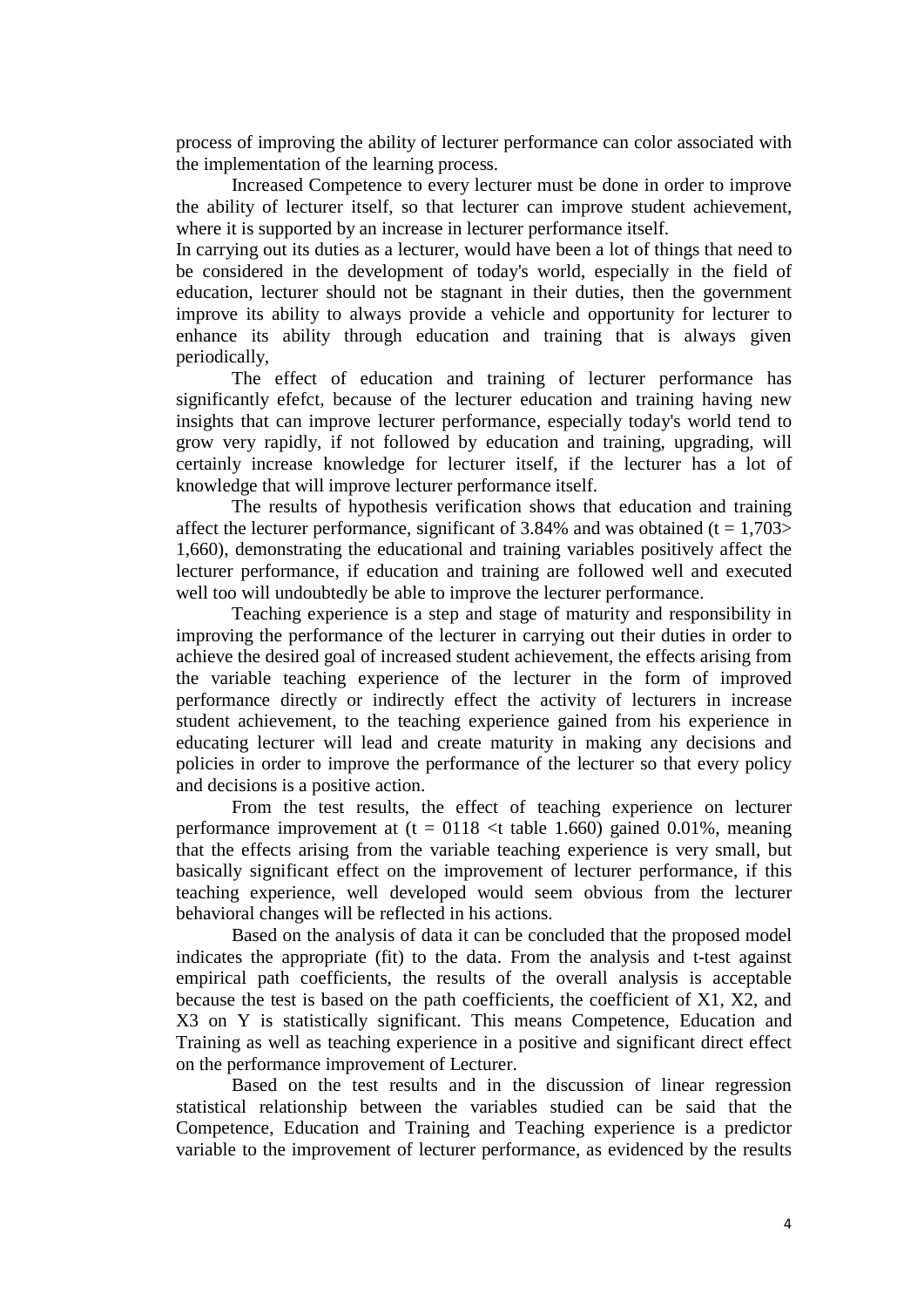process of improving the ability of lecturer performance can color associated with the implementation of the learning process.

Increased Competence to every lecturer must be done in order to improve the ability of lecturer itself, so that lecturer can improve student achievement, where it is supported by an increase in lecturer performance itself.

In carrying out its duties as a lecturer, would have been a lot of things that need to be considered in the development of today's world, especially in the field of education, lecturer should not be stagnant in their duties, then the government improve its ability to always provide a vehicle and opportunity for lecturer to enhance its ability through education and training that is always given periodically,

The effect of education and training of lecturer performance has significantly efefct, because of the lecturer education and training having new insights that can improve lecturer performance, especially today's world tend to grow very rapidly, if not followed by education and training, upgrading, will certainly increase knowledge for lecturer itself, if the lecturer has a lot of knowledge that will improve lecturer performance itself.

The results of hypothesis verification shows that education and training affect the lecturer performance, significant of 3.84% and was obtained ($t = 1{,}703 > 1{,}660$), demonstrating the educational and training variables positively affect the lecturer performance, if education and training are followed well and executed well too will undoubtedly be able to improve the lecturer performance.

Teaching experience is a step and stage of maturity and responsibility in improving the performance of the lecturer in carrying out their duties in order to achieve the desired goal of increased student achievement, the effects arising from the variable teaching experience of the lecturer in the form of improved performance directly or indirectly effect the activity of lecturers in increase student achievement, to the teaching experience gained from his experience in educating lecturer will lead and create maturity in making any decisions and policies in order to improve the performance of the lecturer so that every policy and decisions is a positive action.

From the test results, the effect of teaching experience on lecturer performance improvement at ($t = 0118 <$ t table 1.660) gained 0.01%, meaning that the effects arising from the variable teaching experience is very small, but basically significant effect on the improvement of lecturer performance, if this teaching experience, well developed would seem obvious from the lecturer behavioral changes will be reflected in his actions.

Based on the analysis of data it can be concluded that the proposed model indicates the appropriate (fit) to the data. From the analysis and t-test against empirical path coefficients, the results of the overall analysis is acceptable because the test is based on the path coefficients, the coefficient of X1, X2, and X3 on Y is statistically significant. This means Competence, Education and Training as well as teaching experience in a positive and significant direct effect on the performance improvement of Lecturer.

Based on the test results and in the discussion of linear regression statistical relationship between the variables studied can be said that the Competence, Education and Training and Teaching experience is a predictor variable to the improvement of lecturer performance, as evidenced by the results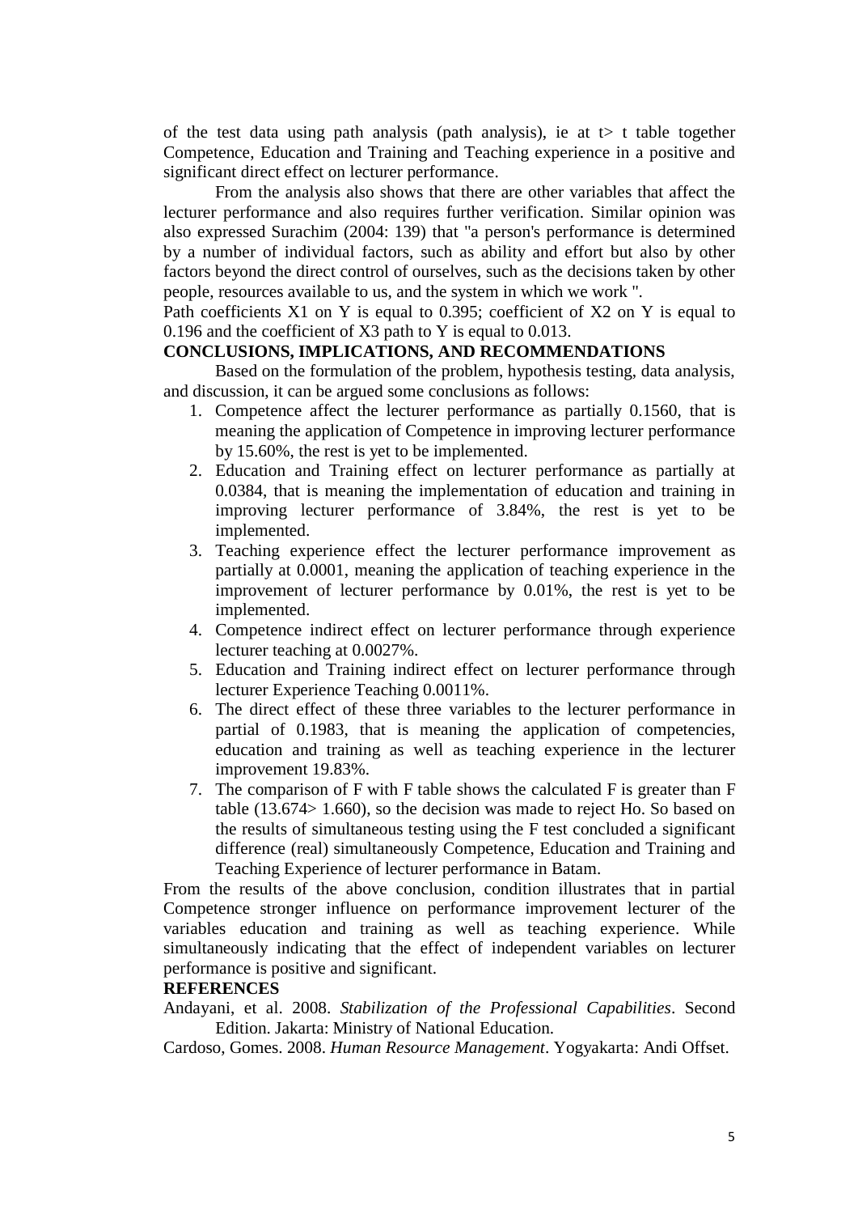of the test data using path analysis (path analysis), ie at t> t table together Competence, Education and Training and Teaching experience in a positive and significant direct effect on lecturer performance.

From the analysis also shows that there are other variables that affect the lecturer performance and also requires further verification. Similar opinion was also expressed Surachim (2004: 139) that "a person's performance is determined by a number of individual factors, such as ability and effort but also by other factors beyond the direct control of ourselves, such as the decisions taken by other people, resources available to us, and the system in which we work ".

Path coefficients X1 on Y is equal to 0.395; coefficient of X2 on Y is equal to 0.196 and the coefficient of X3 path to Y is equal to 0.013.

## CONCLUSIONS, IMPLICATIONS, AND RECOMMENDATIONS

Based on the formulation of the problem, hypothesis testing, data analysis, and discussion, it can be argued some conclusions as follows:

1. Competence affect the lecturer performance as partially 0.1560, that is meaning the application of Competence in improving lecturer performance by 15.60%, the rest is yet to be implemented.
2. Education and Training effect on lecturer performance as partially at 0.0384, that is meaning the implementation of education and training in improving lecturer performance of 3.84%, the rest is yet to be implemented.
3. Teaching experience effect the lecturer performance improvement as partially at 0.0001, meaning the application of teaching experience in the improvement of lecturer performance by 0.01%, the rest is yet to be implemented.
4. Competence indirect effect on lecturer performance through experience lecturer teaching at 0.0027%.
5. Education and Training indirect effect on lecturer performance through lecturer Experience Teaching 0.0011%.
6. The direct effect of these three variables to the lecturer performance in partial of 0.1983, that is meaning the application of competencies, education and training as well as teaching experience in the lecturer improvement 19.83%.
7. The comparison of F with F table shows the calculated F is greater than F table (13.674> 1.660), so the decision was made to reject Ho. So based on the results of simultaneous testing using the F test concluded a significant difference (real) simultaneously Competence, Education and Training and Teaching Experience of lecturer performance in Batam.

From the results of the above conclusion, condition illustrates that in partial Competence stronger influence on performance improvement lecturer of the variables education and training as well as teaching experience. While simultaneously indicating that the effect of independent variables on lecturer performance is positive and significant.

## REFERENCES

Andayani, et al. 2008. *Stabilization of the Professional Capabilities*. Second Edition. Jakarta: Ministry of National Education.

Cardoso, Gomes. 2008. *Human Resource Management*. Yogyakarta: Andi Offset.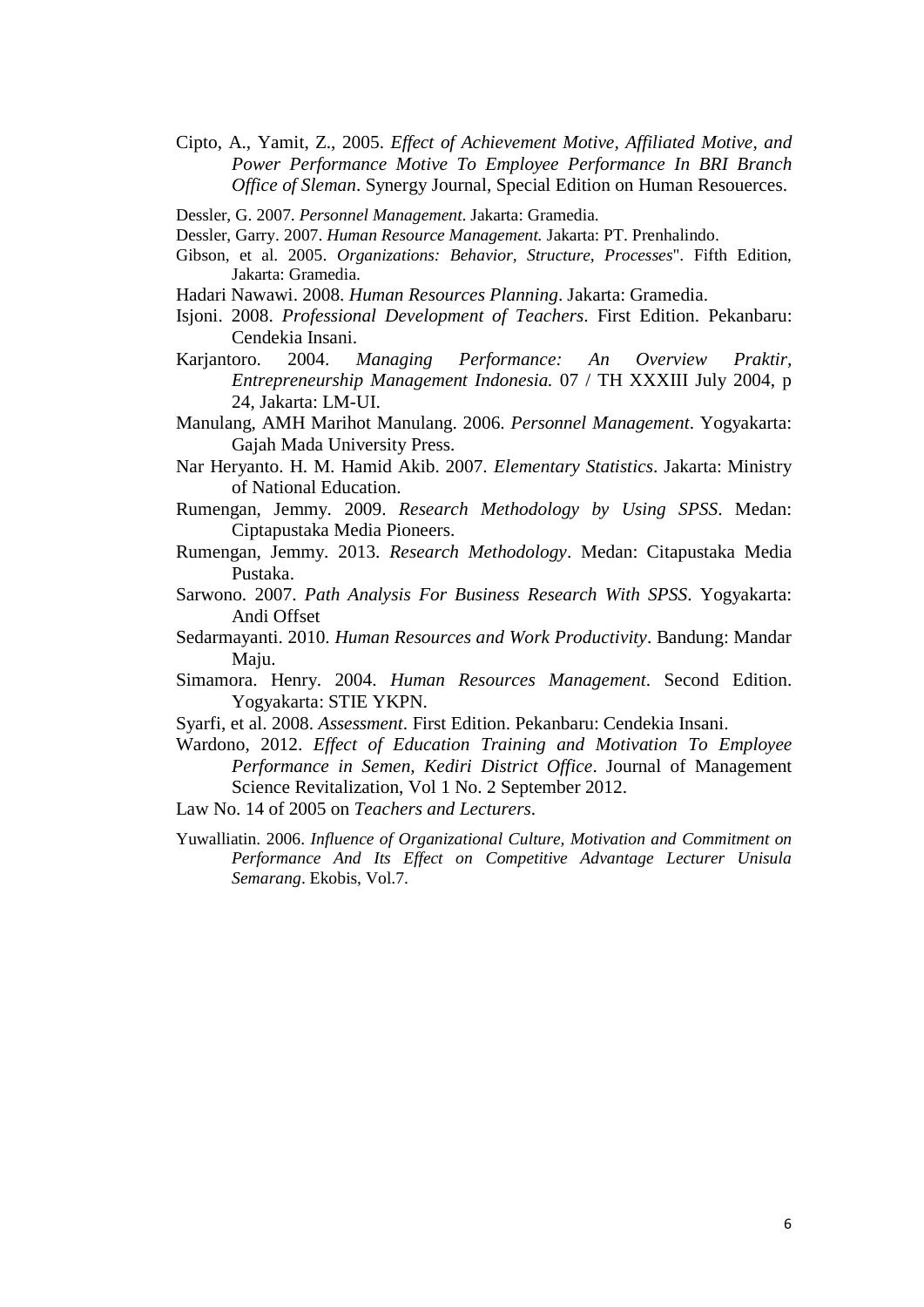Cipto, A., Yamit, Z., 2005. *Effect of Achievement Motive, Affiliated Motive, and Power Performance Motive To Employee Performance In BRI Branch Office of Sleman*. Synergy Journal, Special Edition on Human Resouerces.

Dessler, G. 2007. *Personnel Management*. Jakarta: Gramedia.

Dessler, Garry. 2007. *Human Resource Management.* Jakarta: PT. Prenhalindo.

Gibson, et al. 2005. *Organizations: Behavior, Structure, Processes*". Fifth Edition, Jakarta: Gramedia.

Hadari Nawawi. 2008. *Human Resources Planning*. Jakarta: Gramedia.

Isjoni. 2008. *Professional Development of Teachers*. First Edition. Pekanbaru: Cendekia Insani.

Karjantoro. 2004. *Managing Performance: An Overview Praktir, Entrepreneurship Management Indonesia.* 07 / TH XXXIII July 2004, p 24, Jakarta: LM-UI.

Manulang, AMH Marihot Manulang. 2006. *Personnel Management*. Yogyakarta: Gajah Mada University Press.

Nar Heryanto. H. M. Hamid Akib. 2007. *Elementary Statistics*. Jakarta: Ministry of National Education.

Rumengan, Jemmy. 2009. *Research Methodology by Using SPSS*. Medan: Ciptapustaka Media Pioneers.

Rumengan, Jemmy. 2013. *Research Methodology*. Medan: Citapustaka Media Pustaka.

Sarwono. 2007. *Path Analysis For Business Research With SPSS*. Yogyakarta: Andi Offset

Sedarmayanti. 2010. *Human Resources and Work Productivity*. Bandung: Mandar Maju.

Simamora. Henry. 2004. *Human Resources Management*. Second Edition. Yogyakarta: STIE YKPN.

Syarfi, et al. 2008. *Assessment*. First Edition. Pekanbaru: Cendekia Insani.

Wardono, 2012. *Effect of Education Training and Motivation To Employee Performance in Semen, Kediri District Office*. Journal of Management Science Revitalization, Vol 1 No. 2 September 2012.

Law No. 14 of 2005 on *Teachers and Lecturers*.

Yuwalliatin. 2006. *Influence of Organizational Culture, Motivation and Commitment on Performance And Its Effect on Competitive Advantage Lecturer Unisula Semarang*. Ekobis, Vol.7.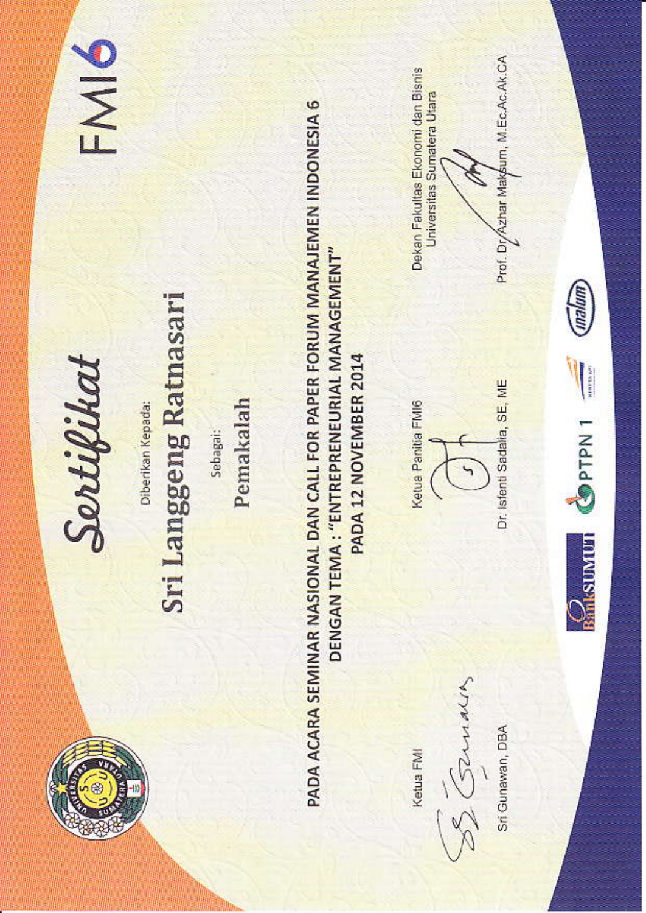FM6

# Sertifikat

Diberikan Kepada:

## Sri Langgeng Ratnasari

Sebagai:

**Pemakalah**

PADA ACARA SEMINAR NASIONAL DAN CALL FOR PAPER FORUM MANAJEMEN INDONESIA 6
DENGAN TEMA : "ENTREPRENEURIAL MANAGEMENT"
PADA 12 NOVEMBER 2014

Ketua FMI

Sri Gunawan, DBA

Ketua Panitia FMI6

Dr. Isfenti Sadalia, SE, ME

Dekan Fakultas Ekonomi dan Bisnis
Universitas Sumatera Utara

Prof. Dr. Azhar Maksum, M.Ec.Ac.Ak.CA

Bank SUMUT PTPN 1 inalum